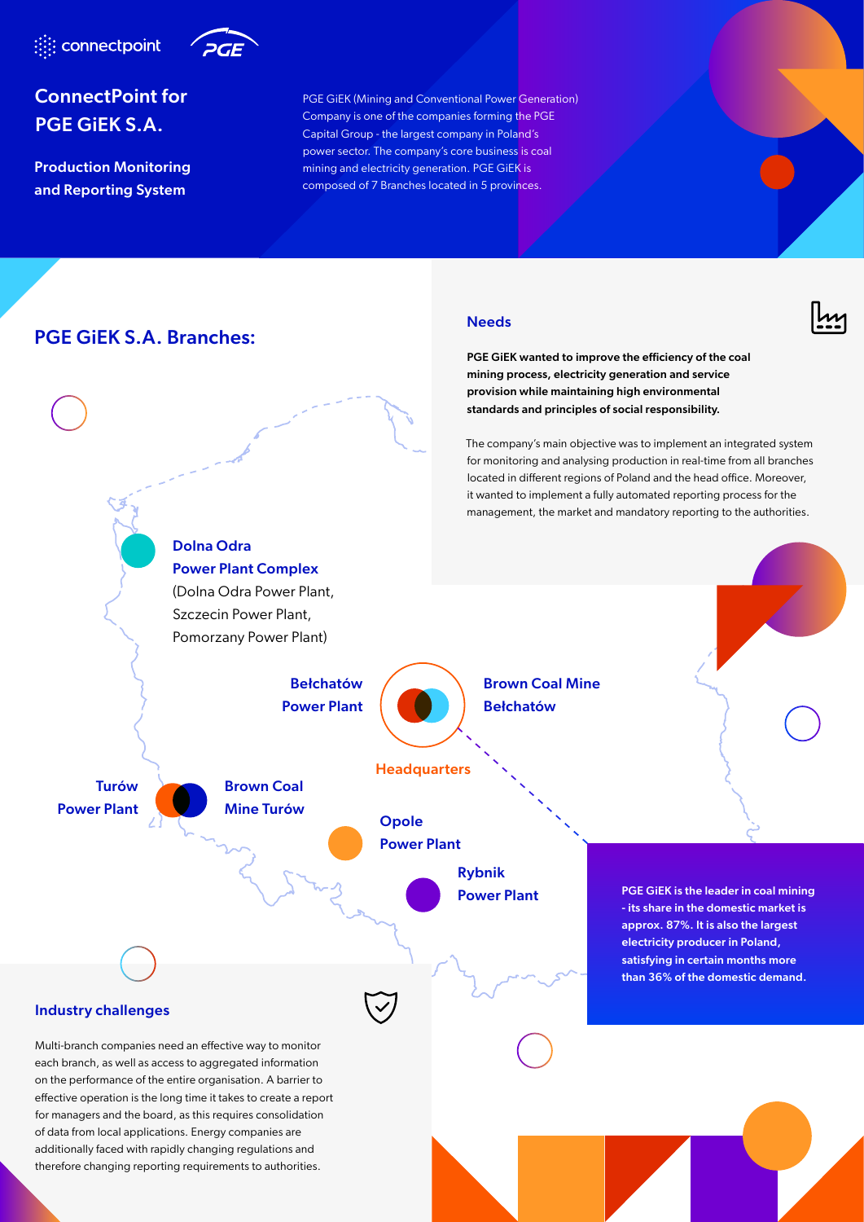connectpoint PGE

# ConnectPoint for PGE GiEK S.A.

## Production Monitoring and Reporting System

PGE GiEK (Mining and Conventional Power Generation) Company is one of the companies forming the PGE Capital Group - the largest company in Poland's power sector. The company's core business is coal mining and electricity generation. PGE GiEK is composed of 7 Branches located in 5 provinces.

## PGE GiEK S.A. Branches:

- **Dolna Odra Power Plant Complex** (Dolna Odra Power Plant, Szczecin Power Plant, Pomorzany Power Plant)
- **Bełchatów Power Plant**
- **Brown Coal Mine Bełchatów**
- **Headquarters**
- **Turów Power Plant**
- **Brown Coal Mine Turów**
- **Opole Power Plant**
- **Rybnik Power Plant**

**PGE GiEK is the leader in coal mining - its share in the domestic market is approx. 87%. It is also the largest electricity producer in Poland, satisfying in certain months more than 36% of the domestic demand.**

## Needs

**PGE GiEK wanted to improve the efficiency of the coal mining process, electricity generation and service provision while maintaining high environmental standards and principles of social responsibility.**

The company's main objective was to implement an integrated system for monitoring and analysing production in real-time from all branches located in different regions of Poland and the head office. Moreover, it wanted to implement a fully automated reporting process for the management, the market and mandatory reporting to the authorities.

## Industry challenges

Multi-branch companies need an effective way to monitor each branch, as well as access to aggregated information on the performance of the entire organisation. A barrier to effective operation is the long time it takes to create a report for managers and the board, as this requires consolidation of data from local applications. Energy companies are additionally faced with rapidly changing regulations and therefore changing reporting requirements to authorities.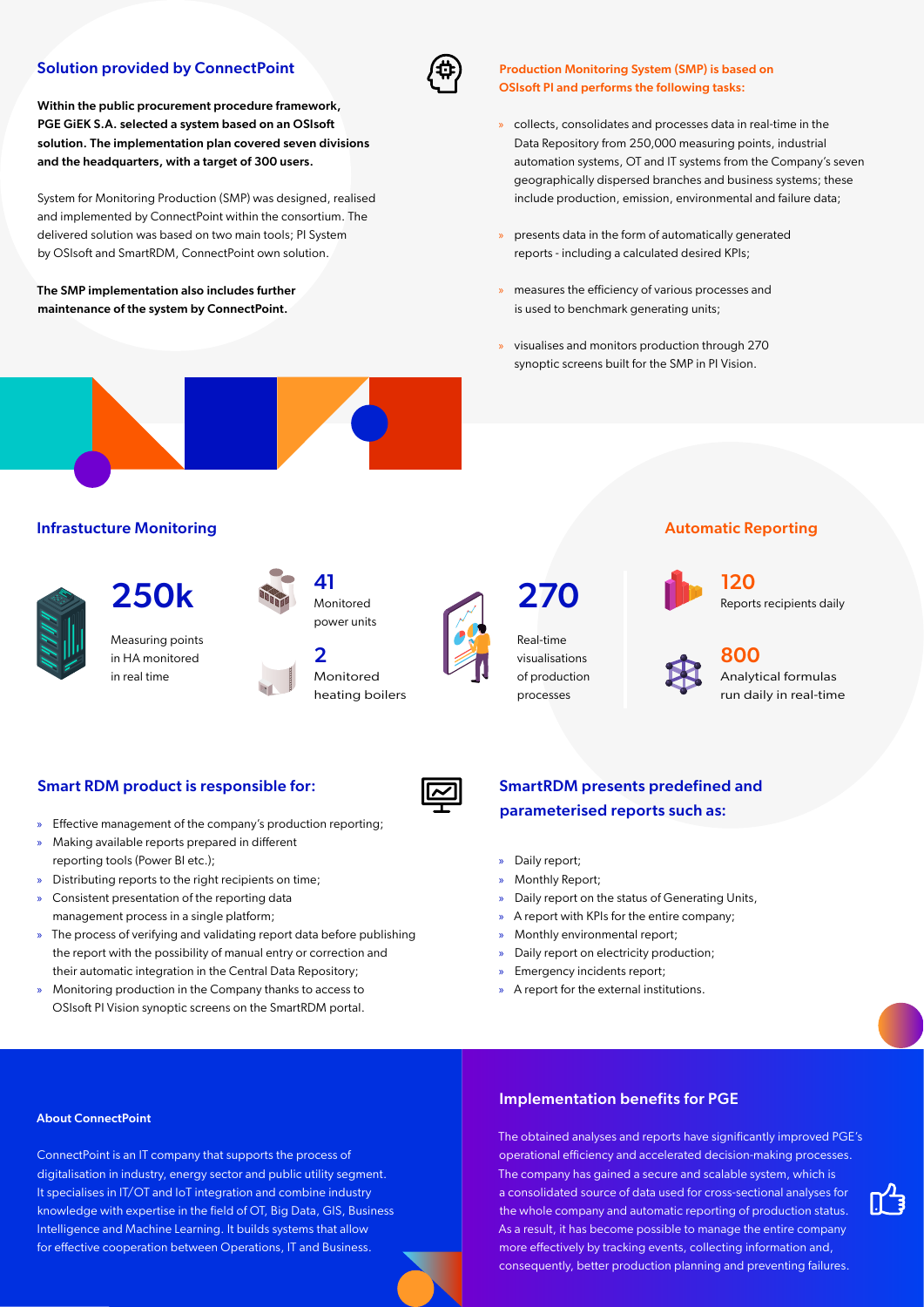## Solution provided by ConnectPoint

**Within the public procurement procedure framework, PGE GiEK S.A. selected a system based on an OSIsoft solution. The implementation plan covered seven divisions and the headquarters, with a target of 300 users.**

System for Monitoring Production (SMP) was designed, realised and implemented by ConnectPoint within the consortium. The delivered solution was based on two main tools; PI System by OSIsoft and SmartRDM, ConnectPoint own solution.

**The SMP implementation also includes further maintenance of the system by ConnectPoint.**

### Production Monitoring System (SMP) is based on OSIsoft PI and performs the following tasks:

- collects, consolidates and processes data in real-time in the Data Repository from 250,000 measuring points, industrial automation systems, OT and IT systems from the Company's seven geographically dispersed branches and business systems; these include production, emission, environmental and failure data;
- presents data in the form of automatically generated reports - including a calculated desired KPIs;
- measures the efficiency of various processes and is used to benchmark generating units;
- visualises and monitors production through 270 synoptic screens built for the SMP in PI Vision.

## Infrastucture Monitoring

**250k**
Measuring points in HA monitored in real time

**41**
Monitored power units

**2**
Monitored heating boilers

**270**
Real-time visualisations of production processes

## Automatic Reporting

**120**
Reports recipients daily

**800**
Analytical formulas run daily in real-time

## Smart RDM product is responsible for:

- Effective management of the company's production reporting;
- Making available reports prepared in different reporting tools (Power BI etc.);
- Distributing reports to the right recipients on time;
- Consistent presentation of the reporting data management process in a single platform;
- The process of verifying and validating report data before publishing the report with the possibility of manual entry or correction and their automatic integration in the Central Data Repository;
- Monitoring production in the Company thanks to access to OSIsoft PI Vision synoptic screens on the SmartRDM portal.

## SmartRDM presents predefined and parameterised reports such as:

- Daily report;
- Monthly Report;
- Daily report on the status of Generating Units,
- A report with KPIs for the entire company;
- Monthly environmental report;
- Daily report on electricity production;
- Emergency incidents report;
- A report for the external institutions.

### About ConnectPoint

ConnectPoint is an IT company that supports the process of digitalisation in industry, energy sector and public utility segment. It specialises in IT/OT and IoT integration and combine industry knowledge with expertise in the field of OT, Big Data, GIS, Business Intelligence and Machine Learning. It builds systems that allow for effective cooperation between Operations, IT and Business.

## Implementation benefits for PGE

The obtained analyses and reports have significantly improved PGE's operational efficiency and accelerated decision-making processes. The company has gained a secure and scalable system, which is a consolidated source of data used for cross-sectional analyses for the whole company and automatic reporting of production status. As a result, it has become possible to manage the entire company more effectively by tracking events, collecting information and, consequently, better production planning and preventing failures.